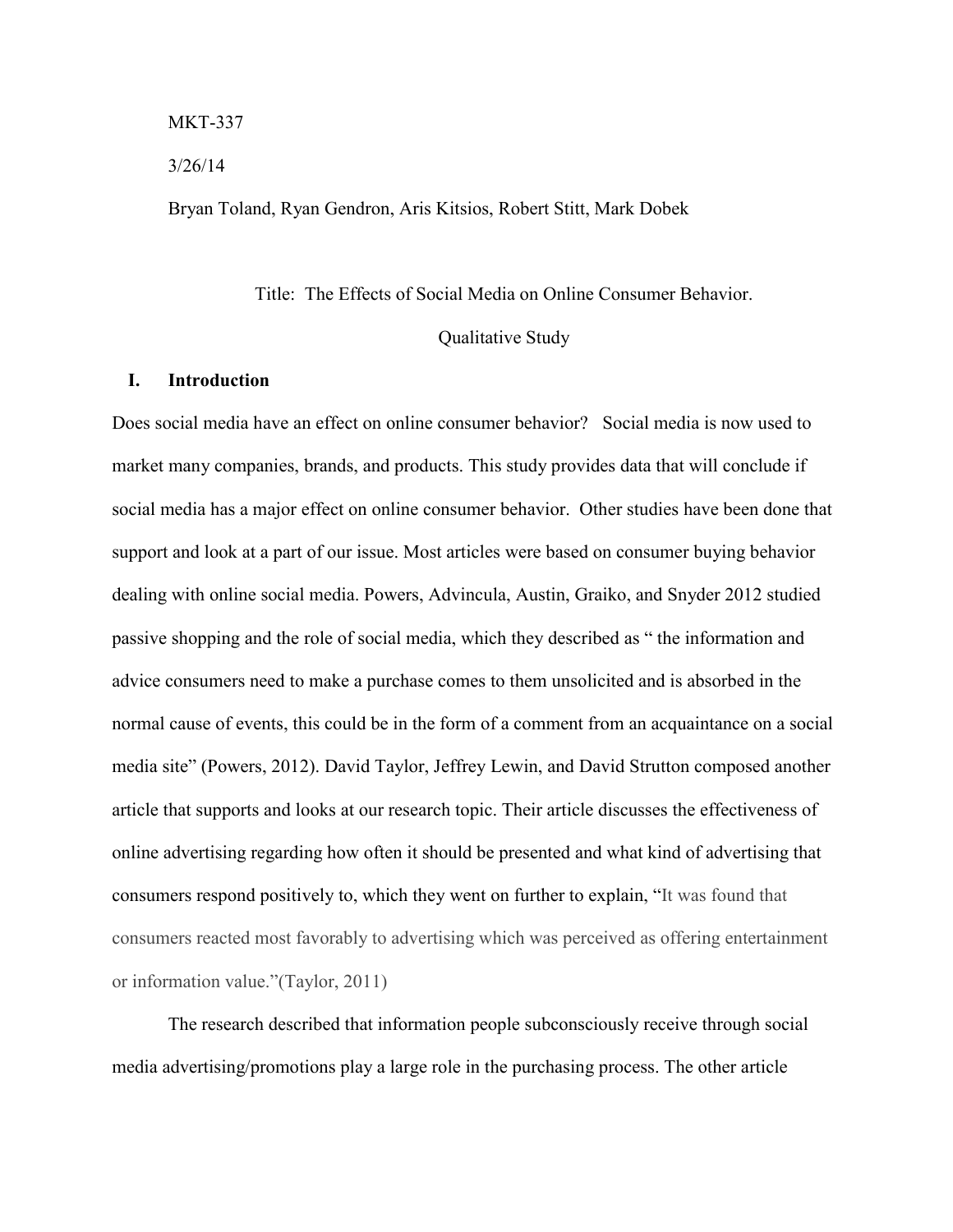MKT-337

3/26/14

Bryan Toland, Ryan Gendron, Aris Kitsios, Robert Stitt, Mark Dobek

Title: The Effects of Social Media on Online Consumer Behavior.

Qualitative Study

## I. Introduction

Does social media have an effect on online consumer behavior? Social media is now used to market many companies, brands, and products. This study provides data that will conclude if social media has a major effect on online consumer behavior. Other studies have been done that support and look at a part of our issue. Most articles were based on consumer buying behavior dealing with online social media. Powers, Advincula, Austin, Graiko, and Snyder 2012 studied passive shopping and the role of social media, which they described as " the information and advice consumers need to make a purchase comes to them unsolicited and is absorbed in the normal cause of events, this could be in the form of a comment from an acquaintance on a social media site" (Powers, 2012). David Taylor, Jeffrey Lewin, and David Strutton composed another article that supports and looks at our research topic. Their article discusses the effectiveness of online advertising regarding how often it should be presented and what kind of advertising that consumers respond positively to, which they went on further to explain, "It was found that consumers reacted most favorably to advertising which was perceived as offering entertainment or information value."(Taylor, 2011)

The research described that information people subconsciously receive through social media advertising/promotions play a large role in the purchasing process. The other article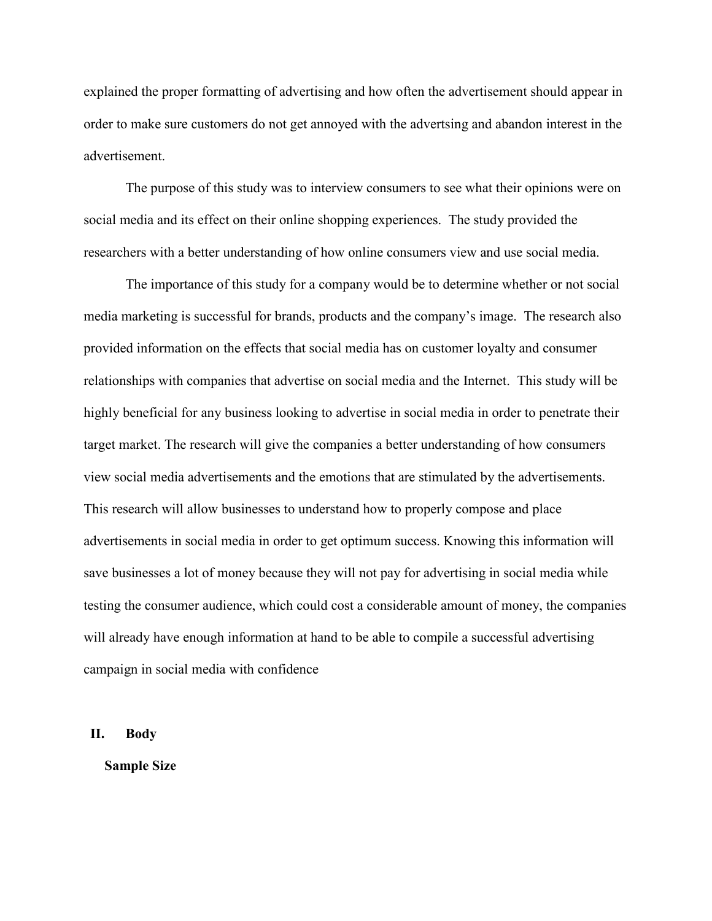explained the proper formatting of advertising and how often the advertisement should appear in order to make sure customers do not get annoyed with the advertsing and abandon interest in the advertisement.

The purpose of this study was to interview consumers to see what their opinions were on social media and its effect on their online shopping experiences. The study provided the researchers with a better understanding of how online consumers view and use social media.

The importance of this study for a company would be to determine whether or not social media marketing is successful for brands, products and the company's image. The research also provided information on the effects that social media has on customer loyalty and consumer relationships with companies that advertise on social media and the Internet. This study will be highly beneficial for any business looking to advertise in social media in order to penetrate their target market. The research will give the companies a better understanding of how consumers view social media advertisements and the emotions that are stimulated by the advertisements. This research will allow businesses to understand how to properly compose and place advertisements in social media in order to get optimum success. Knowing this information will save businesses a lot of money because they will not pay for advertising in social media while testing the consumer audience, which could cost a considerable amount of money, the companies will already have enough information at hand to be able to compile a successful advertising campaign in social media with confidence

## II. Body

### Sample Size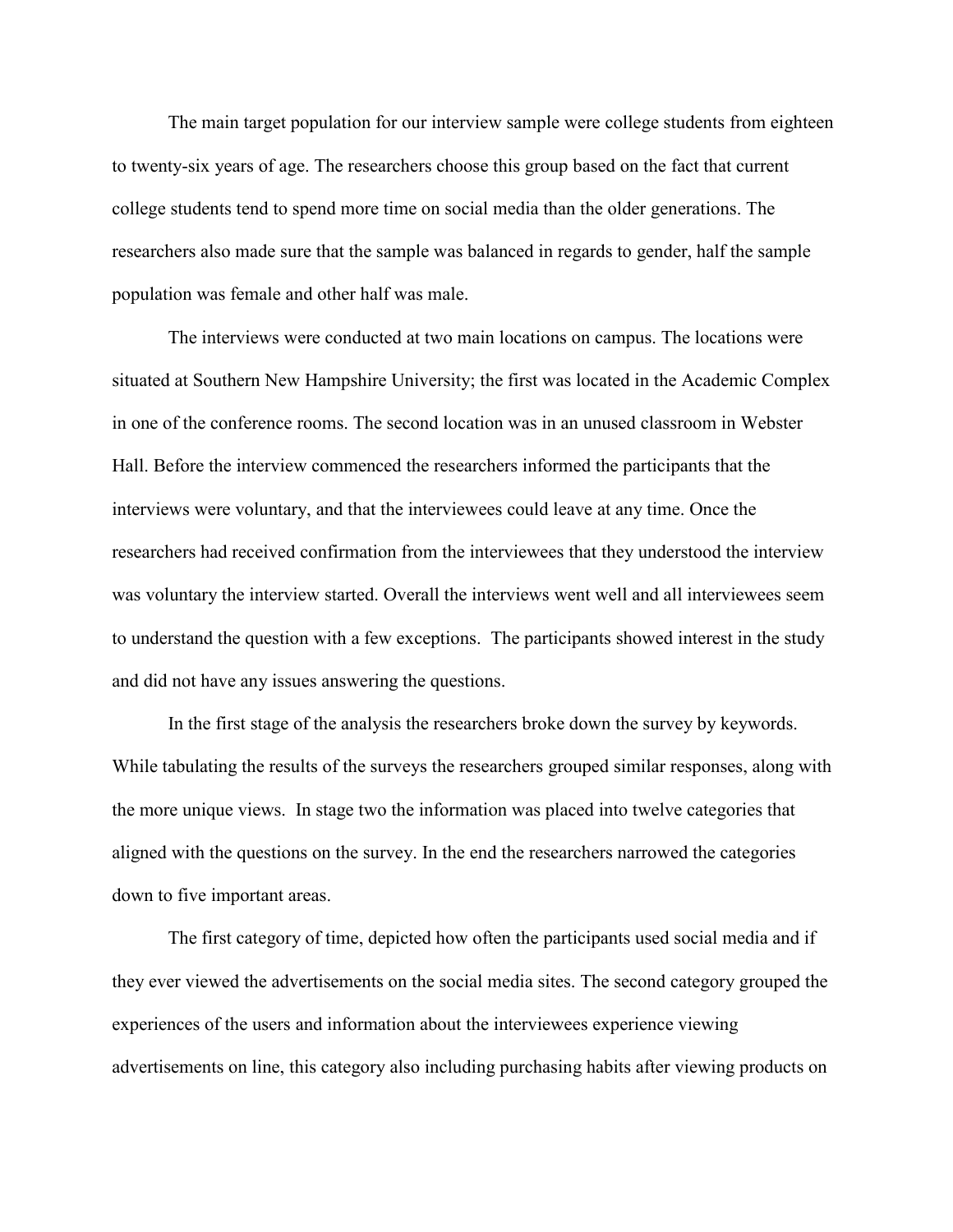The main target population for our interview sample were college students from eighteen to twenty-six years of age. The researchers choose this group based on the fact that current college students tend to spend more time on social media than the older generations. The researchers also made sure that the sample was balanced in regards to gender, half the sample population was female and other half was male.

The interviews were conducted at two main locations on campus. The locations were situated at Southern New Hampshire University; the first was located in the Academic Complex in one of the conference rooms. The second location was in an unused classroom in Webster Hall. Before the interview commenced the researchers informed the participants that the interviews were voluntary, and that the interviewees could leave at any time. Once the researchers had received confirmation from the interviewees that they understood the interview was voluntary the interview started. Overall the interviews went well and all interviewees seem to understand the question with a few exceptions. The participants showed interest in the study and did not have any issues answering the questions.

In the first stage of the analysis the researchers broke down the survey by keywords. While tabulating the results of the surveys the researchers grouped similar responses, along with the more unique views. In stage two the information was placed into twelve categories that aligned with the questions on the survey. In the end the researchers narrowed the categories down to five important areas.

The first category of time, depicted how often the participants used social media and if they ever viewed the advertisements on the social media sites. The second category grouped the experiences of the users and information about the interviewees experience viewing advertisements on line, this category also including purchasing habits after viewing products on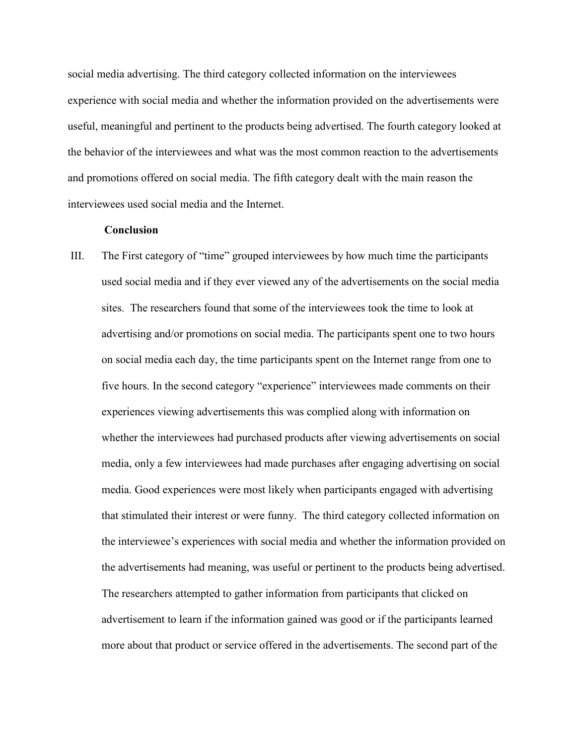social media advertising. The third category collected information on the interviewees experience with social media and whether the information provided on the advertisements were useful, meaningful and pertinent to the products being advertised. The fourth category looked at the behavior of the interviewees and what was the most common reaction to the advertisements and promotions offered on social media. The fifth category dealt with the main reason the interviewees used social media and the Internet.

**Conclusion**

III. The First category of "time" grouped interviewees by how much time the participants used social media and if they ever viewed any of the advertisements on the social media sites. The researchers found that some of the interviewees took the time to look at advertising and/or promotions on social media. The participants spent one to two hours on social media each day, the time participants spent on the Internet range from one to five hours. In the second category "experience" interviewees made comments on their experiences viewing advertisements this was complied along with information on whether the interviewees had purchased products after viewing advertisements on social media, only a few interviewees had made purchases after engaging advertising on social media. Good experiences were most likely when participants engaged with advertising that stimulated their interest or were funny. The third category collected information on the interviewee's experiences with social media and whether the information provided on the advertisements had meaning, was useful or pertinent to the products being advertised. The researchers attempted to gather information from participants that clicked on advertisement to learn if the information gained was good or if the participants learned more about that product or service offered in the advertisements. The second part of the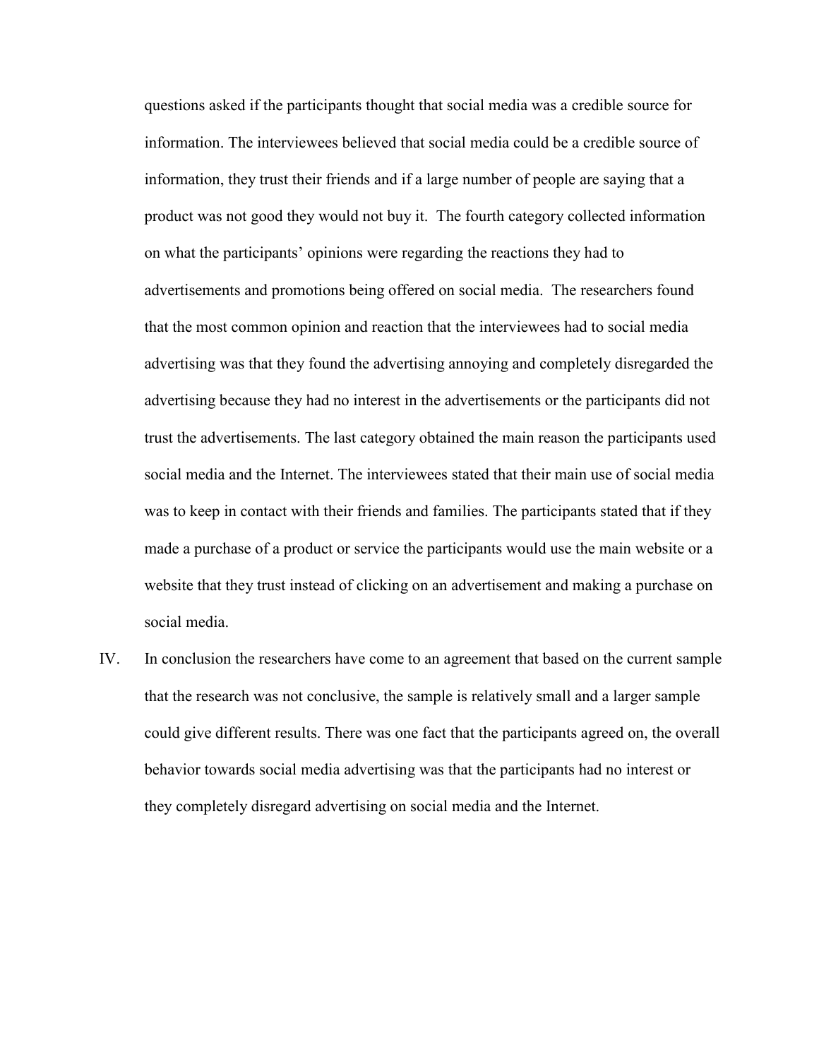questions asked if the participants thought that social media was a credible source for information. The interviewees believed that social media could be a credible source of information, they trust their friends and if a large number of people are saying that a product was not good they would not buy it. The fourth category collected information on what the participants' opinions were regarding the reactions they had to advertisements and promotions being offered on social media. The researchers found that the most common opinion and reaction that the interviewees had to social media advertising was that they found the advertising annoying and completely disregarded the advertising because they had no interest in the advertisements or the participants did not trust the advertisements. The last category obtained the main reason the participants used social media and the Internet. The interviewees stated that their main use of social media was to keep in contact with their friends and families. The participants stated that if they made a purchase of a product or service the participants would use the main website or a website that they trust instead of clicking on an advertisement and making a purchase on social media.

IV. In conclusion the researchers have come to an agreement that based on the current sample that the research was not conclusive, the sample is relatively small and a larger sample could give different results. There was one fact that the participants agreed on, the overall behavior towards social media advertising was that the participants had no interest or they completely disregard advertising on social media and the Internet.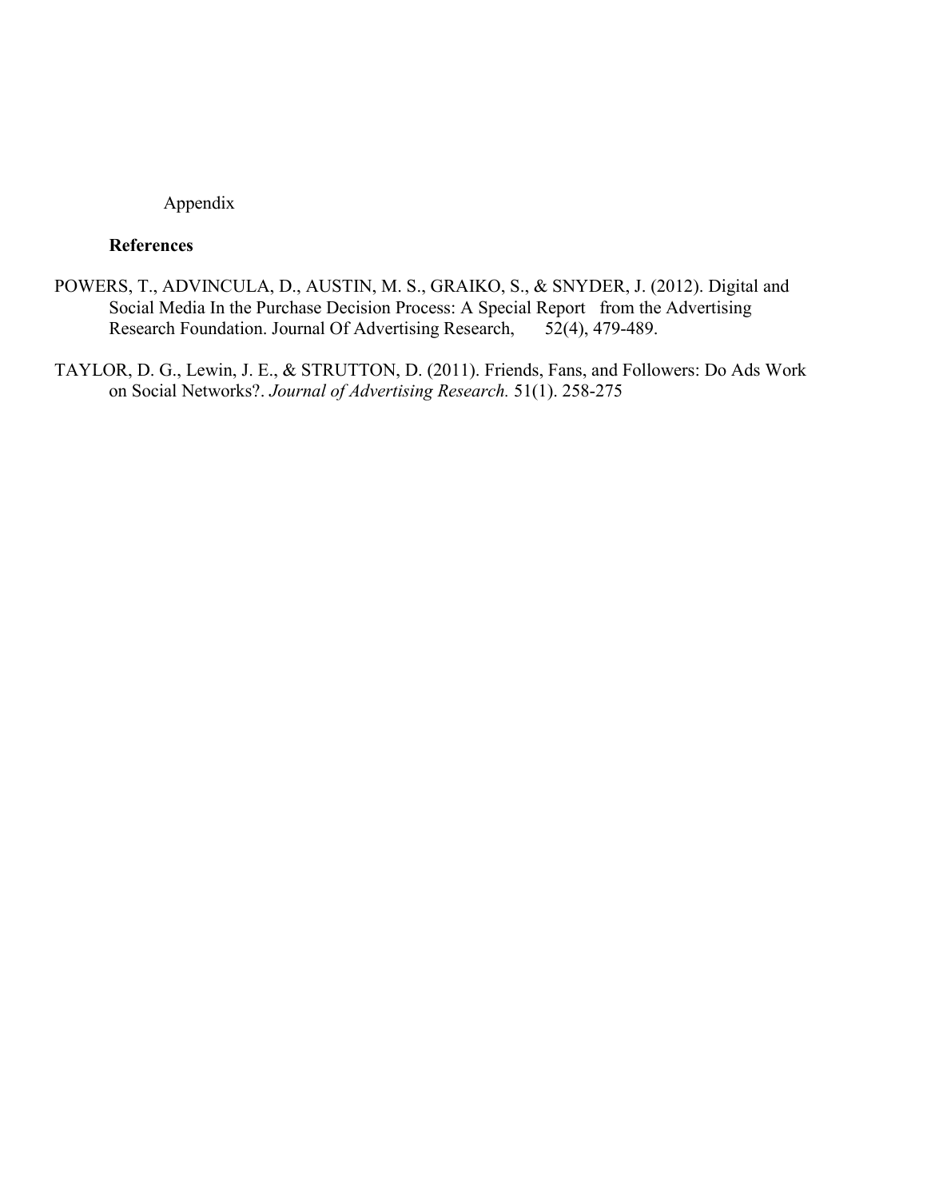Appendix

**References**

POWERS, T., ADVINCULA, D., AUSTIN, M. S., GRAIKO, S., & SNYDER, J. (2012). Digital and Social Media In the Purchase Decision Process: A Special Report from the Advertising Research Foundation. Journal Of Advertising Research, 52(4), 479-489.

TAYLOR, D. G., Lewin, J. E., & STRUTTON, D. (2011). Friends, Fans, and Followers: Do Ads Work on Social Networks?. *Journal of Advertising Research.* 51(1). 258-275